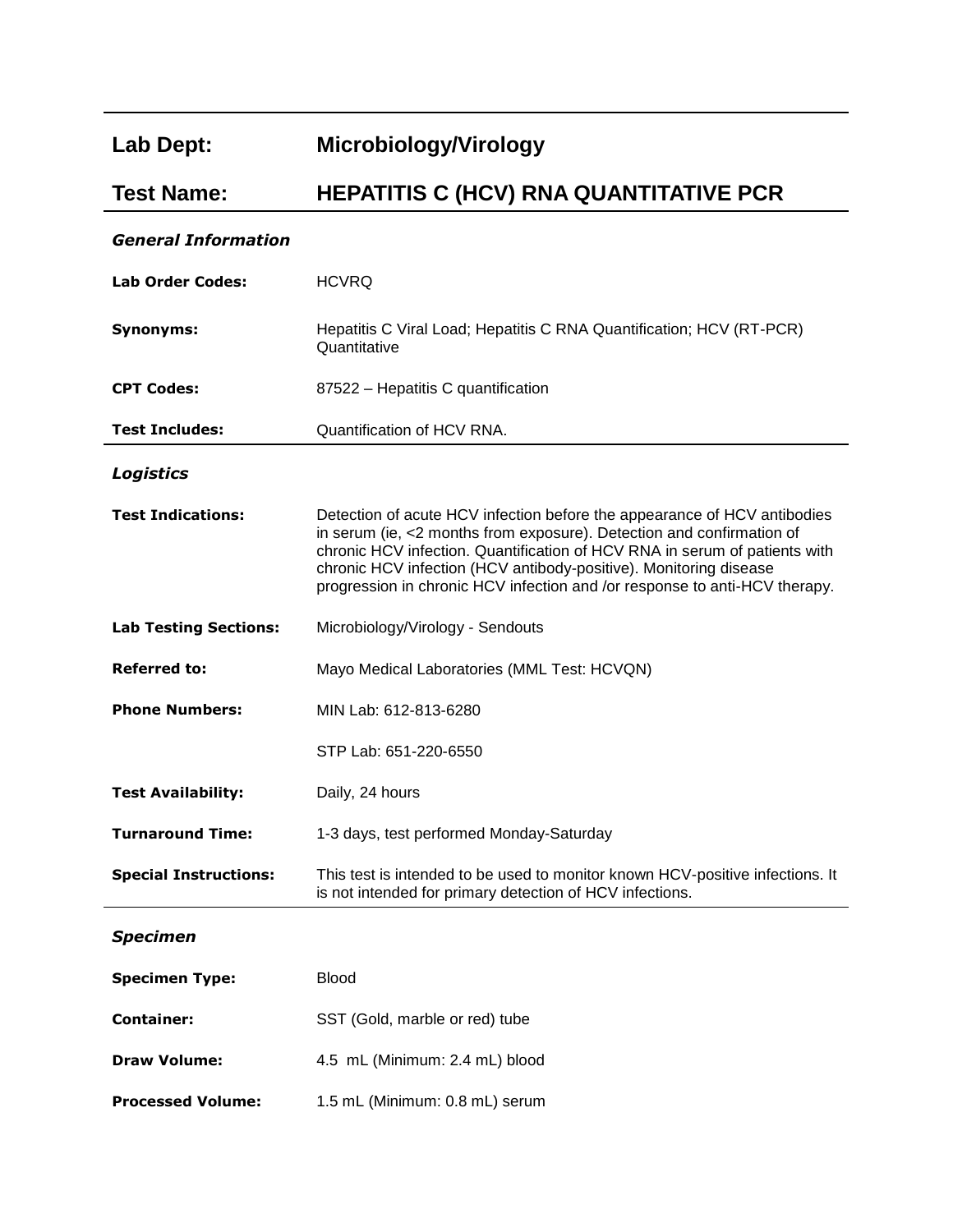| | |
|---|---|
| **Lab Dept:** | **Microbiology/Virology** |
| **Test Name:** | **HEPATITIS C (HCV) RNA QUANTITATIVE PCR** |

### *General Information*

| | |
|---|---|
| **Lab Order Codes:** | HCVRQ |
| **Synonyms:** | Hepatitis C Viral Load; Hepatitis C RNA Quantification; HCV (RT-PCR) Quantitative |
| **CPT Codes:** | 87522 – Hepatitis C quantification |
| **Test Includes:** | Quantification of HCV RNA. |

### *Logistics*

| | |
|---|---|
| **Test Indications:** | Detection of acute HCV infection before the appearance of HCV antibodies in serum (ie, <2 months from exposure). Detection and confirmation of chronic HCV infection. Quantification of HCV RNA in serum of patients with chronic HCV infection (HCV antibody-positive). Monitoring disease progression in chronic HCV infection and /or response to anti-HCV therapy. |
| **Lab Testing Sections:** | Microbiology/Virology - Sendouts |
| **Referred to:** | Mayo Medical Laboratories (MML Test: HCVQN) |
| **Phone Numbers:** | MIN Lab: 612-813-6280 |
| | STP Lab: 651-220-6550 |
| **Test Availability:** | Daily, 24 hours |
| **Turnaround Time:** | 1-3 days, test performed Monday-Saturday |
| **Special Instructions:** | This test is intended to be used to monitor known HCV-positive infections. It is not intended for primary detection of HCV infections. |

### *Specimen*

| | |
|---|---|
| **Specimen Type:** | Blood |
| **Container:** | SST (Gold, marble or red) tube |
| **Draw Volume:** | 4.5 mL (Minimum: 2.4 mL) blood |
| **Processed Volume:** | 1.5 mL (Minimum: 0.8 mL) serum |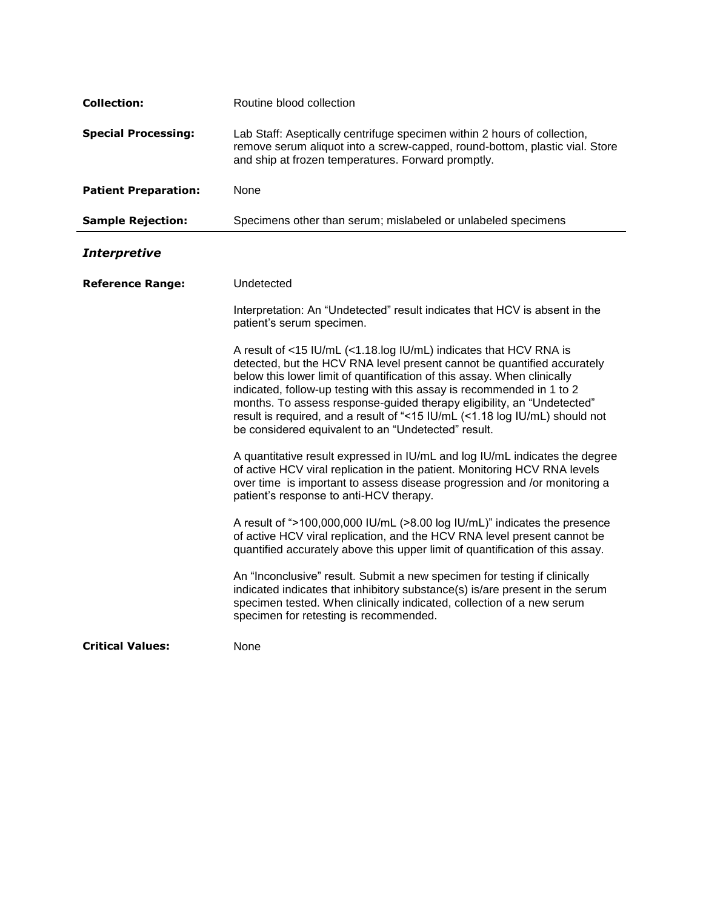**Collection:** Routine blood collection

**Special Processing:** Lab Staff: Aseptically centrifuge specimen within 2 hours of collection, remove serum aliquot into a screw-capped, round-bottom, plastic vial. Store and ship at frozen temperatures. Forward promptly.

**Patient Preparation:** None

**Sample Rejection:** Specimens other than serum; mislabeled or unlabeled specimens

---

## *Interpretive*

**Reference Range:** Undetected

Interpretation: An “Undetected” result indicates that HCV is absent in the patient’s serum specimen.

A result of <15 IU/mL (<1.18.log IU/mL) indicates that HCV RNA is detected, but the HCV RNA level present cannot be quantified accurately below this lower limit of quantification of this assay. When clinically indicated, follow-up testing with this assay is recommended in 1 to 2 months. To assess response-guided therapy eligibility, an “Undetected” result is required, and a result of “<15 IU/mL (<1.18 log IU/mL) should not be considered equivalent to an “Undetected” result.

A quantitative result expressed in IU/mL and log IU/mL indicates the degree of active HCV viral replication in the patient. Monitoring HCV RNA levels over time is important to assess disease progression and /or monitoring a patient’s response to anti-HCV therapy.

A result of “>100,000,000 IU/mL (>8.00 log IU/mL)” indicates the presence of active HCV viral replication, and the HCV RNA level present cannot be quantified accurately above this upper limit of quantification of this assay.

An “Inconclusive” result. Submit a new specimen for testing if clinically indicated indicates that inhibitory substance(s) is/are present in the serum specimen tested. When clinically indicated, collection of a new serum specimen for retesting is recommended.

**Critical Values:** None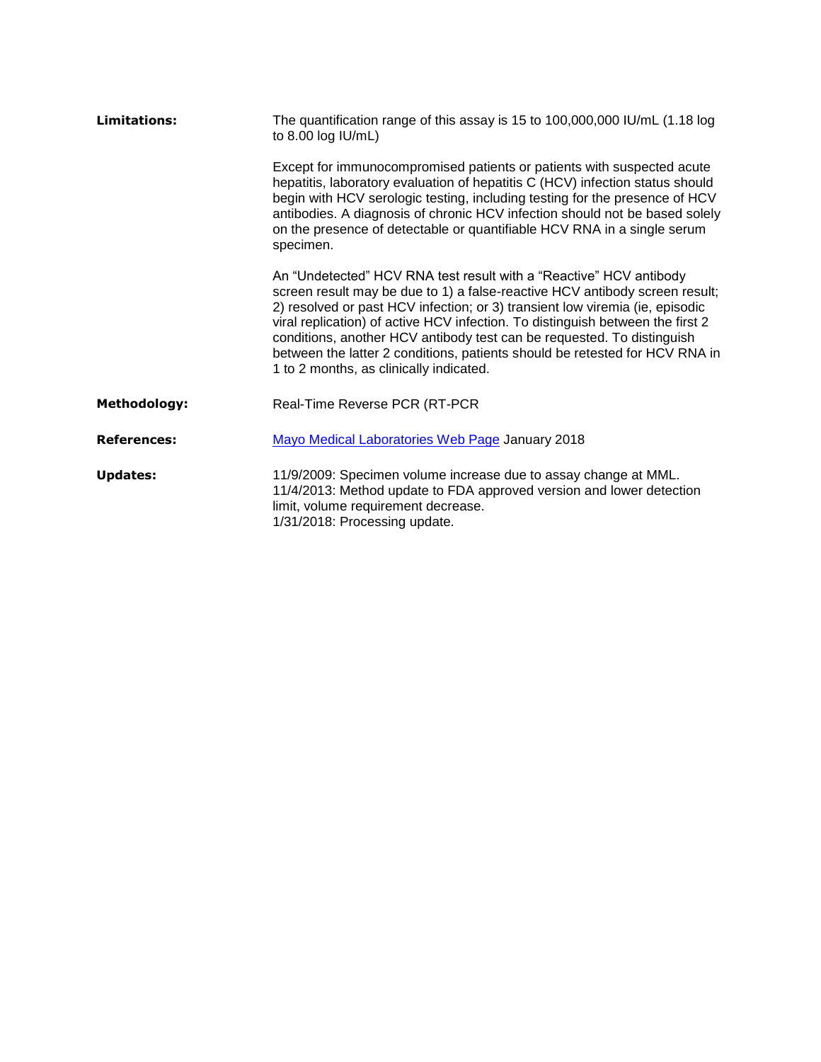**Limitations:**

The quantification range of this assay is 15 to 100,000,000 IU/mL (1.18 log to 8.00 log IU/mL)

Except for immunocompromised patients or patients with suspected acute hepatitis, laboratory evaluation of hepatitis C (HCV) infection status should begin with HCV serologic testing, including testing for the presence of HCV antibodies. A diagnosis of chronic HCV infection should not be based solely on the presence of detectable or quantifiable HCV RNA in a single serum specimen.

An "Undetected" HCV RNA test result with a "Reactive" HCV antibody screen result may be due to 1) a false-reactive HCV antibody screen result; 2) resolved or past HCV infection; or 3) transient low viremia (ie, episodic viral replication) of active HCV infection. To distinguish between the first 2 conditions, another HCV antibody test can be requested. To distinguish between the latter 2 conditions, patients should be retested for HCV RNA in 1 to 2 months, as clinically indicated.

**Methodology:**

Real-Time Reverse PCR (RT-PCR

**References:**

Mayo Medical Laboratories Web Page January 2018

**Updates:**

11/9/2009: Specimen volume increase due to assay change at MML.
11/4/2013: Method update to FDA approved version and lower detection limit, volume requirement decrease.
1/31/2018: Processing update.